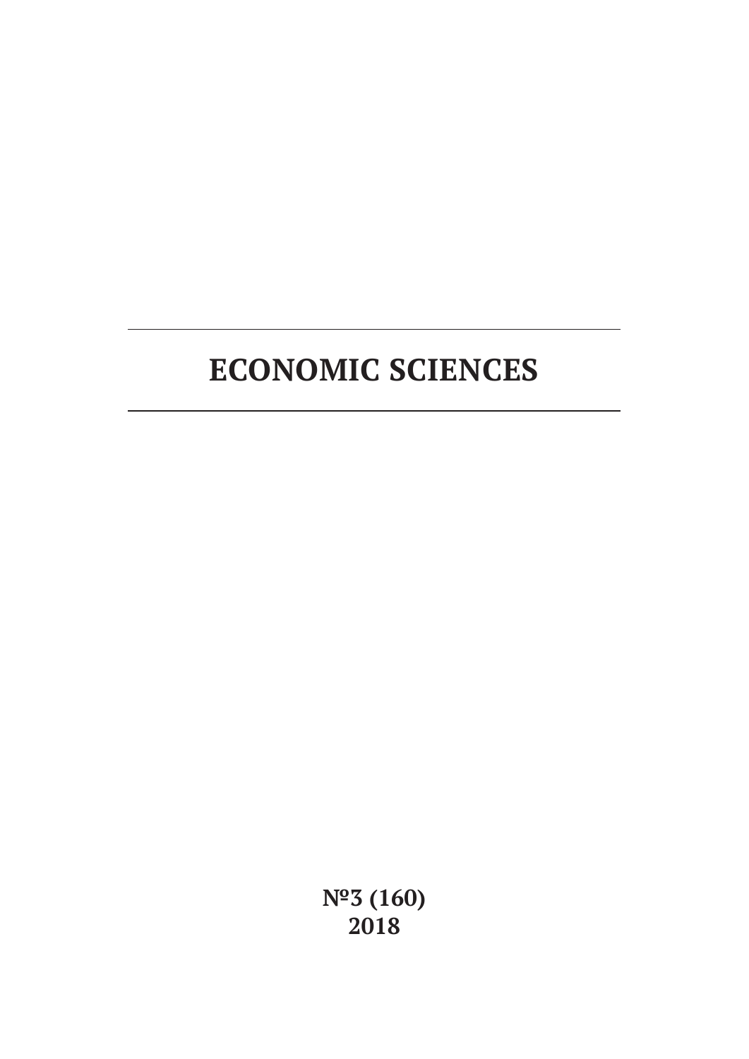# ECONOMIC SCIENCES

**№3 (160)**
**2018**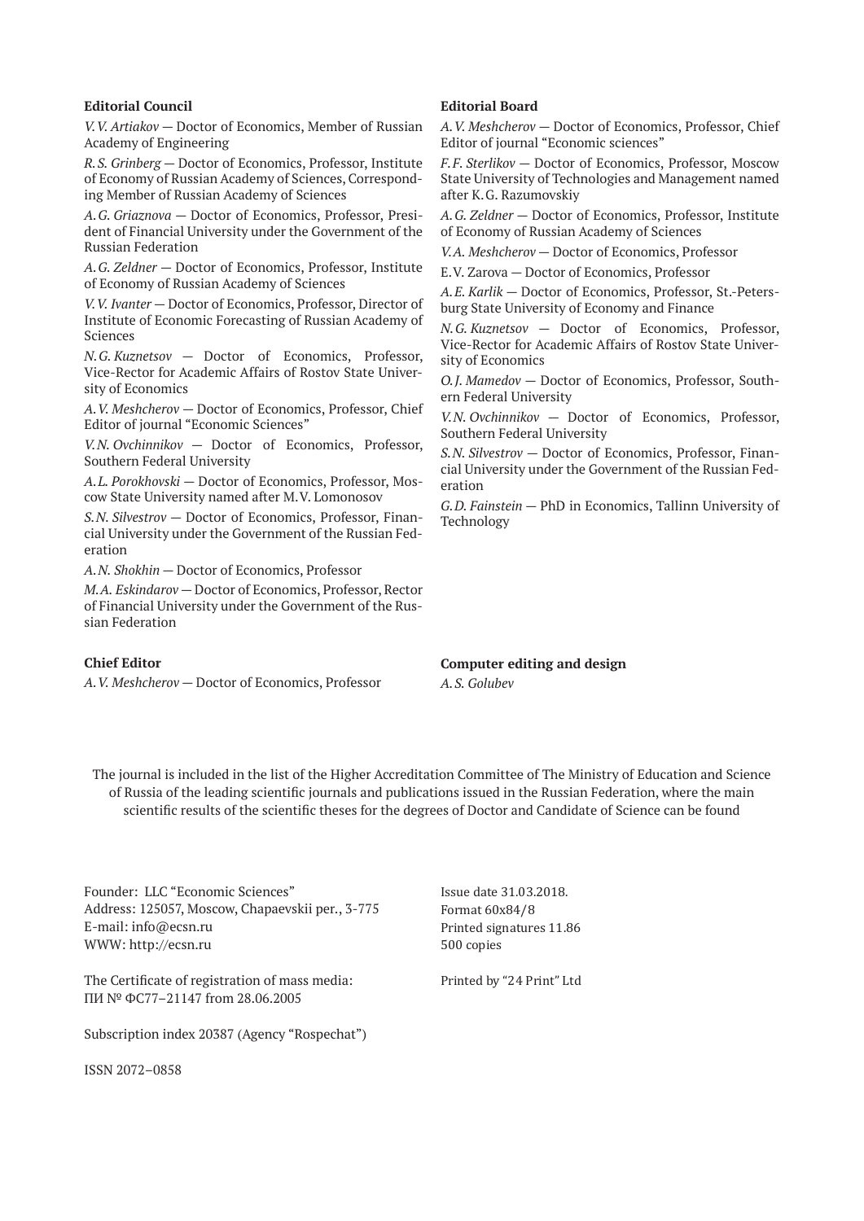**Editorial Council**

*V.V. Artiakov* — Doctor of Economics, Member of Russian Academy of Engineering

*R.S. Grinberg* — Doctor of Economics, Professor, Institute of Economy of Russian Academy of Sciences, Corresponding Member of Russian Academy of Sciences

*A.G. Griaznova* — Doctor of Economics, Professor, President of Financial University under the Government of the Russian Federation

*A.G. Zeldner* — Doctor of Economics, Professor, Institute of Economy of Russian Academy of Sciences

*V.V. Ivanter* — Doctor of Economics, Professor, Director of Institute of Economic Forecasting of Russian Academy of Sciences

*N.G. Kuznetsov* — Doctor of Economics, Professor, Vice-Rector for Academic Affairs of Rostov State University of Economics

*A.V. Meshcherov* — Doctor of Economics, Professor, Chief Editor of journal "Economic Sciences"

*V.N. Ovchinnikov* — Doctor of Economics, Professor, Southern Federal University

*A.L. Porokhovski* — Doctor of Economics, Professor, Moscow State University named after M.V. Lomonosov

*S.N. Silvestrov* — Doctor of Economics, Professor, Financial University under the Government of the Russian Federation

*A.N. Shokhin* — Doctor of Economics, Professor

*M.A. Eskindarov* — Doctor of Economics, Professor, Rector of Financial University under the Government of the Russian Federation

**Editorial Board**

*A.V. Meshcherov* — Doctor of Economics, Professor, Chief Editor of journal "Economic sciences"

*F.F. Sterlikov* — Doctor of Economics, Professor, Moscow State University of Technologies and Management named after K.G. Razumovskiy

*A.G. Zeldner* — Doctor of Economics, Professor, Institute of Economy of Russian Academy of Sciences

*V.A. Meshcherov* — Doctor of Economics, Professor

E.V. Zarova — Doctor of Economics, Professor

*A.E. Karlik* — Doctor of Economics, Professor, St.-Petersburg State University of Economy and Finance

*N.G. Kuznetsov* — Doctor of Economics, Professor, Vice-Rector for Academic Affairs of Rostov State University of Economics

*O.J. Mamedov* — Doctor of Economics, Professor, Southern Federal University

*V.N. Ovchinnikov* — Doctor of Economics, Professor, Southern Federal University

*S.N. Silvestrov* — Doctor of Economics, Professor, Financial University under the Government of the Russian Federation

*G.D. Fainstein* — PhD in Economics, Tallinn University of Technology

**Chief Editor**

*A.V. Meshcherov* — Doctor of Economics, Professor

**Computer editing and design**

*A.S. Golubev*

The journal is included in the list of the Higher Accreditation Committee of The Ministry of Education and Science of Russia of the leading scientific journals and publications issued in the Russian Federation, where the main scientific results of the scientific theses for the degrees of Doctor and Candidate of Science can be found

Founder: LLC "Economic Sciences"
Address: 125057, Moscow, Chapaevskii per., 3-775
E-mail: info@ecsn.ru
WWW: http://ecsn.ru

The Certificate of registration of mass media:
ПИ № ФС77–21147 from 28.06.2005

Subscription index 20387 (Agency "Rospechat")

ISSN 2072–0858

Issue date 31.03.2018.
Format 60x84/8
Printed signatures 11.86
500 copies

Printed by "24 Print" Ltd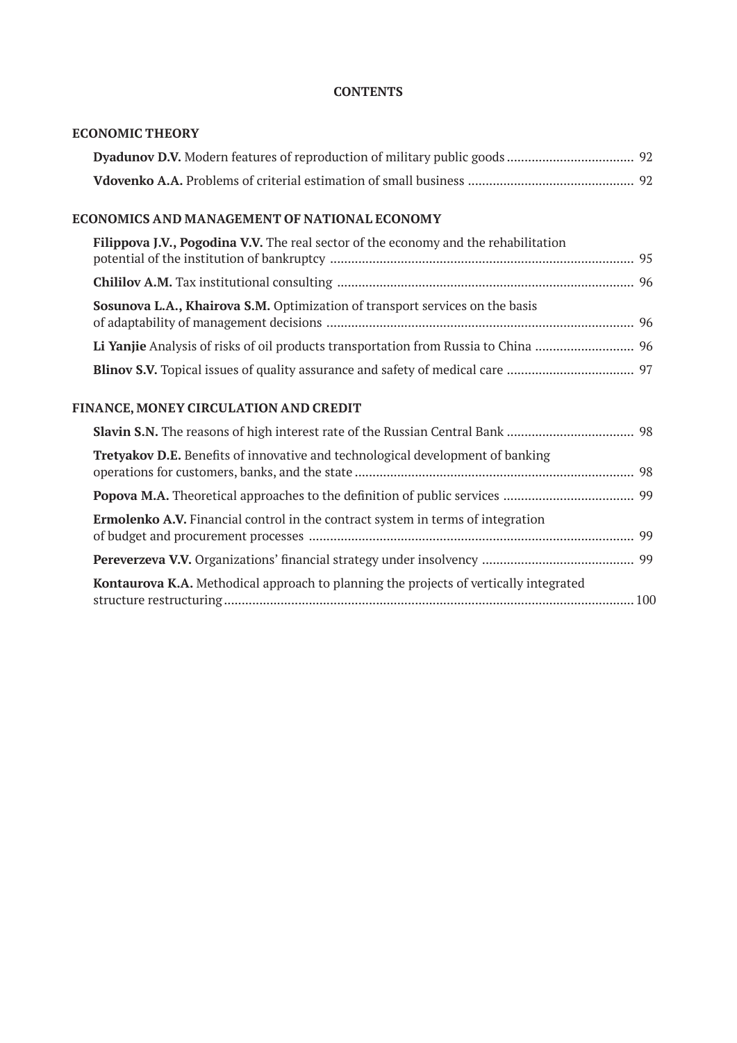# CONTENTS

## ECONOMIC THEORY

**Dyadunov D.V.** Modern features of reproduction of military public goods .................................... 92

**Vdovenko A.A.** Problems of criterial estimation of small business ............................................... 92

## ECONOMICS AND MANAGEMENT OF NATIONAL ECONOMY

**Filippova J.V., Pogodina V.V.** The real sector of the economy and the rehabilitation potential of the institution of bankruptcy ..................................................................................... 95

**Chililov A.M.** Tax institutional consulting ................................................................................... 96

**Sosunova L.A., Khairova S.M.** Optimization of transport services on the basis of adaptability of management decisions ...................................................................................... 96

**Li Yanjie** Analysis of risks of oil products transportation from Russia to China ............................ 96

**Blinov S.V.** Topical issues of quality assurance and safety of medical care .................................... 97

## FINANCE, MONEY CIRCULATION AND CREDIT

**Slavin S.N.** The reasons of high interest rate of the Russian Central Bank .................................... 98

**Tretyakov D.E.** Benefits of innovative and technological development of banking operations for customers, banks, and the state ............................................................................... 98

**Popova M.A.** Theoretical approaches to the definition of public services ..................................... 99

**Ermolenko A.V.** Financial control in the contract system in terms of integration of budget and procurement processes ........................................................................................... 99

**Pereverzeva V.V.** Organizations' financial strategy under insolvency ........................................... 99

**Kontaurova K.A.** Methodical approach to planning the projects of vertically integrated structure restructuring .................................................................................................................... 100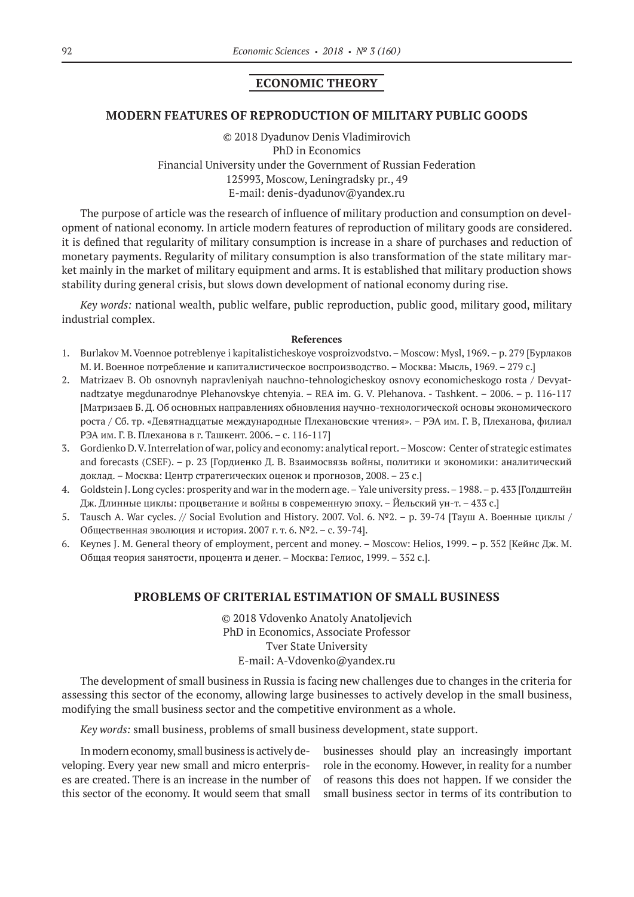## ECONOMIC THEORY

### MODERN FEATURES OF REPRODUCTION OF MILITARY PUBLIC GOODS

© 2018 Dyadunov Denis Vladimirovich
PhD in Economics
Financial University under the Government of Russian Federation
125993, Moscow, Leningradsky pr., 49
E-mail: denis-dyadunov@yandex.ru

The purpose of article was the research of influence of military production and consumption on development of national economy. In article modern features of reproduction of military goods are considered. it is defined that regularity of military consumption is increase in a share of purchases and reduction of monetary payments. Regularity of military consumption is also transformation of the state military market mainly in the market of military equipment and arms. It is established that military production shows stability during general crisis, but slows down development of national economy during rise.

*Key words:* national wealth, public welfare, public reproduction, public good, military good, military industrial complex.

**References**

1. Burlakov M. Voennoe potreblenye i kapitalisticheskoye vosproizvodstvo. – Moscow: Mysl, 1969. – p. 279 [Бурлаков М. И. Военное потребление и капиталистическое воспроизводство. – Москва: Мысль, 1969. – 279 с.]
2. Matrizaev B. Ob osnovnyh napravleniyah nauchno-tehnologicheskoy osnovy economicheskogo rosta / Devyatnadtzatye megdunarodnye Plehanovskye chtenyia. – REA im. G. V. Plehanova. - Tashkent. – 2006. – p. 116-117 [Матризаев Б. Д. Об основных направлениях обновления научно-технологической основы экономического роста / Сб. тр. «Девятнадцатые международные Плехановские чтения». – РЭА им. Г. В, Плеханова, филиал РЭА им. Г. В. Плеханова в г. Ташкент. 2006. – с. 116-117]
3. Gordienko D. V. Interrelation of war, policy and economy: analytical report. – Moscow: Center of strategic estimates and forecasts (CSEF). – p. 23 [Гордиенко Д. В. Взаимосвязь войны, политики и экономики: аналитический доклад. – Москва: Центр стратегических оценок и прогнозов, 2008. – 23 с.]
4. Goldstein J. Long cycles: prosperity and war in the modern age. – Yale university press. – 1988. – p. 433 [Голдштейн Дж. Длинные циклы: процветание и войны в современную эпоху. – Йельский ун-т. – 433 с.]
5. Tausch A. War cycles. // Social Evolution and History. 2007. Vol. 6. №2. – p. 39-74 [Tауш А. Военные циклы / Общественная эволюция и история. 2007 г. т. 6. №2. – с. 39-74].
6. Keynes J. M. General theory of employment, percent and money. – Moscow: Helios, 1999. – p. 352 [Кейнс Дж. М. Общая теория занятости, процента и денег. – Москва: Гелиос, 1999. – 352 с.].

### PROBLEMS OF CRITERIAL ESTIMATION OF SMALL BUSINESS

© 2018 Vdovenko Anatoly Anatoljevich
PhD in Economics, Associate Professor
Tver State University
E-mail: A-Vdovenko@yandex.ru

The development of small business in Russia is facing new challenges due to changes in the criteria for assessing this sector of the economy, allowing large businesses to actively develop in the small business, modifying the small business sector and the competitive environment as a whole.

*Key words:* small business, problems of small business development, state support.

In modern economy, small business is actively developing. Every year new small and micro enterprises are created. There is an increase in the number of this sector of the economy. It would seem that small businesses should play an increasingly important role in the economy. However, in reality for a number of reasons this does not happen. If we consider the small business sector in terms of its contribution to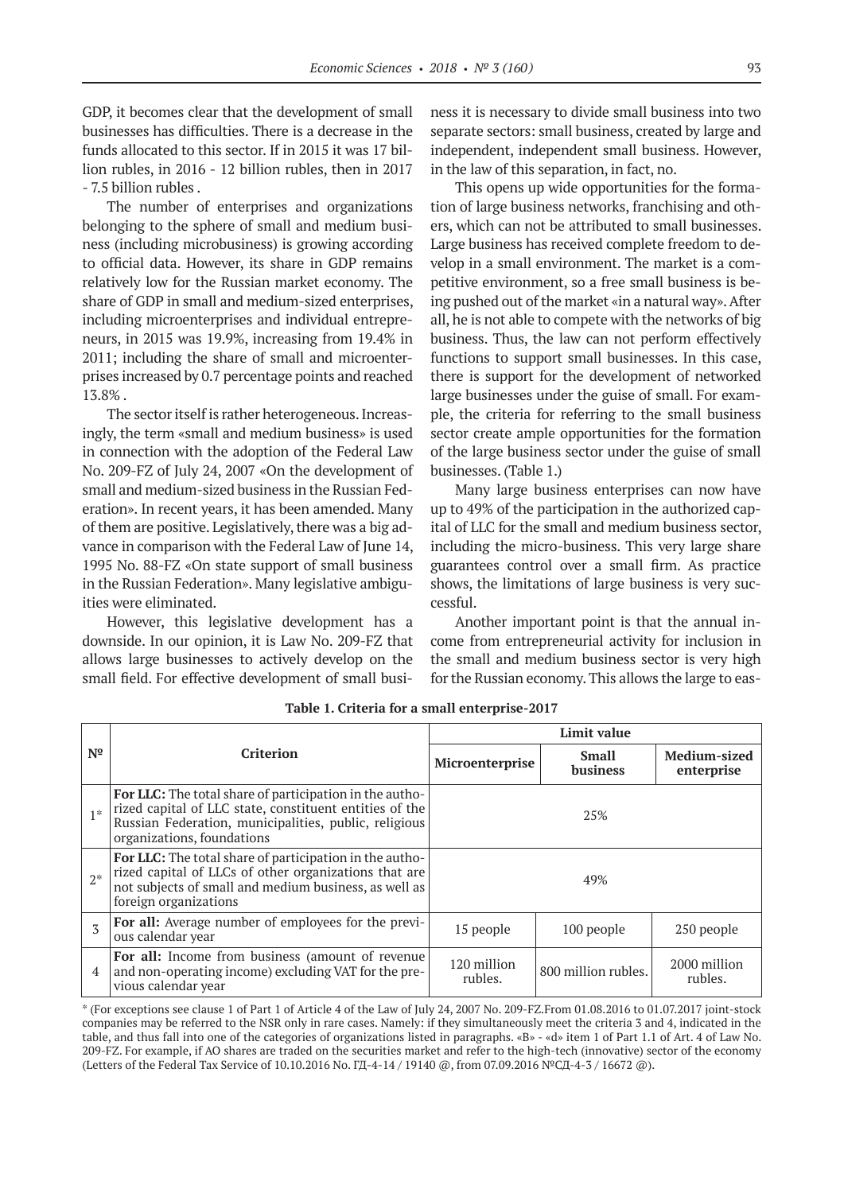GDP, it becomes clear that the development of small businesses has difficulties. There is a decrease in the funds allocated to this sector. If in 2015 it was 17 billion rubles, in 2016 - 12 billion rubles, then in 2017 - 7.5 billion rubles .

The number of enterprises and organizations belonging to the sphere of small and medium business (including microbusiness) is growing according to official data. However, its share in GDP remains relatively low for the Russian market economy. The share of GDP in small and medium-sized enterprises, including microenterprises and individual entrepreneurs, in 2015 was 19.9%, increasing from 19.4% in 2011; including the share of small and microenterprises increased by 0.7 percentage points and reached 13.8% .

The sector itself is rather heterogeneous. Increasingly, the term «small and medium business» is used in connection with the adoption of the Federal Law No. 209-FZ of July 24, 2007 «On the development of small and medium-sized business in the Russian Federation». In recent years, it has been amended. Many of them are positive. Legislatively, there was a big advance in comparison with the Federal Law of June 14, 1995 No. 88-FZ «On state support of small business in the Russian Federation». Many legislative ambiguities were eliminated.

However, this legislative development has a downside. In our opinion, it is Law No. 209-FZ that allows large businesses to actively develop on the small field. For effective development of small business it is necessary to divide small business into two separate sectors: small business, created by large and independent, independent small business. However, in the law of this separation, in fact, no.

This opens up wide opportunities for the formation of large business networks, franchising and others, which can not be attributed to small businesses. Large business has received complete freedom to develop in a small environment. The market is a competitive environment, so a free small business is being pushed out of the market «in a natural way». After all, he is not able to compete with the networks of big business. Thus, the law can not perform effectively functions to support small businesses. In this case, there is support for the development of networked large businesses under the guise of small. For example, the criteria for referring to the small business sector create ample opportunities for the formation of the large business sector under the guise of small businesses. (Table 1.)

Many large business enterprises can now have up to 49% of the participation in the authorized capital of LLC for the small and medium business sector, including the micro-business. This very large share guarantees control over a small firm. As practice shows, the limitations of large business is very successful.

Another important point is that the annual income from entrepreneurial activity for inclusion in the small and medium business sector is very high for the Russian economy. This allows the large to eas-

**Table 1. Criteria for a small enterprise-2017**

| № | Criterion | Limit value | | |
|---|---|---|---|---|
| | | Microenterprise | Small business | Medium-sized enterprise |
| 1* | **For LLC:** The total share of participation in the authorized capital of LLC state, constituent entities of the Russian Federation, municipalities, public, religious organizations, foundations | 25% | | |
| 2* | **For LLC:** The total share of participation in the authorized capital of LLCs of other organizations that are not subjects of small and medium business, as well as foreign organizations | 49% | | |
| 3 | **For all:** Average number of employees for the previous calendar year | 15 people | 100 people | 250 people |
| 4 | **For all:** Income from business (amount of revenue and non-operating income) excluding VAT for the previous calendar year | 120 million rubles. | 800 million rubles. | 2000 million rubles. |

* (For exceptions see clause 1 of Part 1 of Article 4 of the Law of July 24, 2007 No. 209-FZ.From 01.08.2016 to 01.07.2017 joint-stock companies may be referred to the NSR only in rare cases. Namely: if they simultaneously meet the criteria 3 and 4, indicated in the table, and thus fall into one of the categories of organizations listed in paragraphs. «B» - «d» item 1 of Part 1.1 of Art. 4 of Law No. 209-FZ. For example, if AO shares are traded on the securities market and refer to the high-tech (innovative) sector of the economy (Letters of the Federal Tax Service of 10.10.2016 No. ГД-4-14 / 19140 @, from 07.09.2016 №СД-4-3 / 16672 @).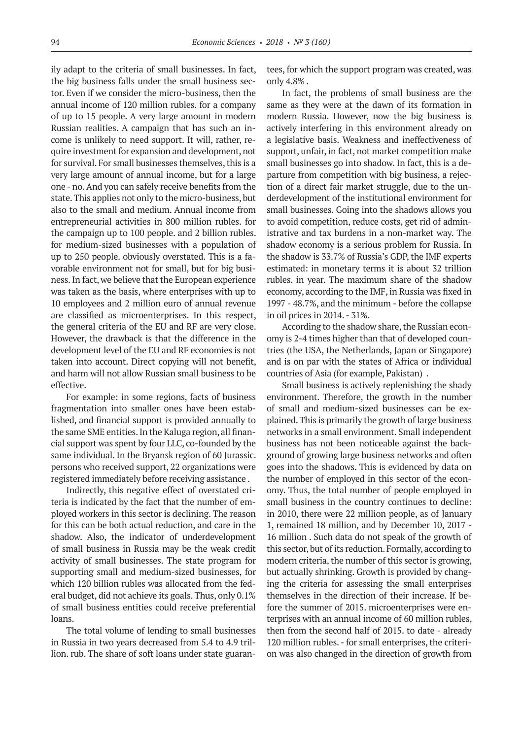ily adapt to the criteria of small businesses. In fact, the big business falls under the small business sector. Even if we consider the micro-business, then the annual income of 120 million rubles. for a company of up to 15 people. A very large amount in modern Russian realities. A campaign that has such an income is unlikely to need support. It will, rather, require investment for expansion and development, not for survival. For small businesses themselves, this is a very large amount of annual income, but for a large one - no. And you can safely receive benefits from the state. This applies not only to the micro-business, but also to the small and medium. Annual income from entrepreneurial activities in 800 million rubles. for the campaign up to 100 people. and 2 billion rubles. for medium-sized businesses with a population of up to 250 people. obviously overstated. This is a favorable environment not for small, but for big business. In fact, we believe that the European experience was taken as the basis, where enterprises with up to 10 employees and 2 million euro of annual revenue are classified as microenterprises. In this respect, the general criteria of the EU and RF are very close. However, the drawback is that the difference in the development level of the EU and RF economies is not taken into account. Direct copying will not benefit, and harm will not allow Russian small business to be effective.

For example: in some regions, facts of business fragmentation into smaller ones have been established, and financial support is provided annually to the same SME entities. In the Kaluga region, all financial support was spent by four LLC, co-founded by the same individual. In the Bryansk region of 60 Jurassic. persons who received support, 22 organizations were registered immediately before receiving assistance .

Indirectly, this negative effect of overstated criteria is indicated by the fact that the number of employed workers in this sector is declining. The reason for this can be both actual reduction, and care in the shadow. Also, the indicator of underdevelopment of small business in Russia may be the weak credit activity of small businesses. The state program for supporting small and medium-sized businesses, for which 120 billion rubles was allocated from the federal budget, did not achieve its goals. Thus, only 0.1% of small business entities could receive preferential loans.

The total volume of lending to small businesses in Russia in two years decreased from 5.4 to 4.9 trillion. rub. The share of soft loans under state guarantees, for which the support program was created, was only 4.8% .

In fact, the problems of small business are the same as they were at the dawn of its formation in modern Russia. However, now the big business is actively interfering in this environment already on a legislative basis. Weakness and ineffectiveness of support, unfair, in fact, not market competition make small businesses go into shadow. In fact, this is a departure from competition with big business, a rejection of a direct fair market struggle, due to the underdevelopment of the institutional environment for small businesses. Going into the shadows allows you to avoid competition, reduce costs, get rid of administrative and tax burdens in a non-market way. The shadow economy is a serious problem for Russia. In the shadow is 33.7% of Russia's GDP, the IMF experts estimated: in monetary terms it is about 32 trillion rubles. in year. The maximum share of the shadow economy, according to the IMF, in Russia was fixed in 1997 - 48.7%, and the minimum - before the collapse in oil prices in 2014. - 31%.

According to the shadow share, the Russian economy is 2-4 times higher than that of developed countries (the USA, the Netherlands, Japan or Singapore) and is on par with the states of Africa or individual countries of Asia (for example, Pakistan) .

Small business is actively replenishing the shady environment. Therefore, the growth in the number of small and medium-sized businesses can be explained. This is primarily the growth of large business networks in a small environment. Small independent business has not been noticeable against the background of growing large business networks and often goes into the shadows. This is evidenced by data on the number of employed in this sector of the economy. Thus, the total number of people employed in small business in the country continues to decline: in 2010, there were 22 million people, as of January 1, remained 18 million, and by December 10, 2017 - 16 million . Such data do not speak of the growth of this sector, but of its reduction. Formally, according to modern criteria, the number of this sector is growing, but actually shrinking. Growth is provided by changing the criteria for assessing the small enterprises themselves in the direction of their increase. If before the summer of 2015. microenterprises were enterprises with an annual income of 60 million rubles, then from the second half of 2015. to date - already 120 million rubles. - for small enterprises, the criterion was also changed in the direction of growth from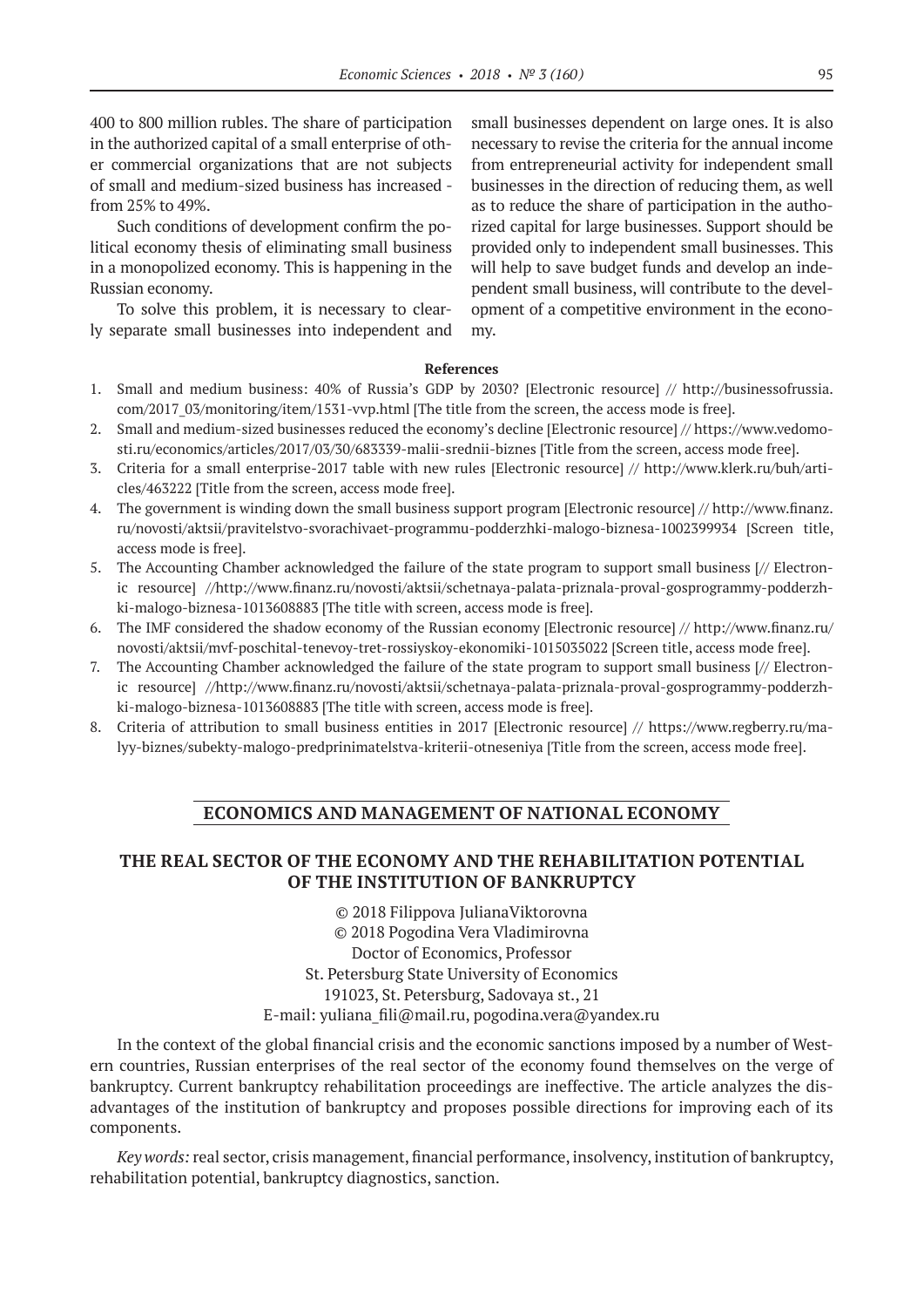400 to 800 million rubles. The share of participation in the authorized capital of a small enterprise of other commercial organizations that are not subjects of small and medium-sized business has increased - from 25% to 49%.

Such conditions of development confirm the political economy thesis of eliminating small business in a monopolized economy. This is happening in the Russian economy.

To solve this problem, it is necessary to clearly separate small businesses into independent and small businesses dependent on large ones. It is also necessary to revise the criteria for the annual income from entrepreneurial activity for independent small businesses in the direction of reducing them, as well as to reduce the share of participation in the authorized capital for large businesses. Support should be provided only to independent small businesses. This will help to save budget funds and develop an independent small business, will contribute to the development of a competitive environment in the economy.

**References**

1. Small and medium business: 40% of Russia's GDP by 2030? [Electronic resource] // http://businessofrussia.com/2017_03/monitoring/item/1531-vvp.html [The title from the screen, the access mode is free].
2. Small and medium-sized businesses reduced the economy's decline [Electronic resource] // https://www.vedomosti.ru/economics/articles/2017/03/30/683339-malii-srednii-biznes [Title from the screen, access mode free].
3. Criteria for a small enterprise-2017 table with new rules [Electronic resource] // http://www.klerk.ru/buh/articles/463222 [Title from the screen, access mode free].
4. The government is winding down the small business support program [Electronic resource] // http://www.finanz.ru/novosti/aktsii/pravitelstvo-svorachivaet-programmu-podderzhki-malogo-biznesa-1002399934 [Screen title, access mode is free].
5. The Accounting Chamber acknowledged the failure of the state program to support small business [// Electronic resource] //http://www.finanz.ru/novosti/aktsii/schetnaya-palata-priznala-proval-gosprogrammy-podderzhki-malogo-biznesa-1013608883 [The title with screen, access mode is free].
6. The IMF considered the shadow economy of the Russian economy [Electronic resource] // http://www.finanz.ru/novosti/aktsii/mvf-poschital-tenevoy-tret-rossiyskoy-ekonomiki-1015035022 [Screen title, access mode free].
7. The Accounting Chamber acknowledged the failure of the state program to support small business [// Electronic resource] //http://www.finanz.ru/novosti/aktsii/schetnaya-palata-priznala-proval-gosprogrammy-podderzhki-malogo-biznesa-1013608883 [The title with screen, access mode is free].
8. Criteria of attribution to small business entities in 2017 [Electronic resource] // https://www.regberry.ru/malyy-biznes/subekty-malogo-predprinimatelstva-kriterii-otneseniya [Title from the screen, access mode free].

## ECONOMICS AND MANAGEMENT OF NATIONAL ECONOMY

### THE REAL SECTOR OF THE ECONOMY AND THE REHABILITATION POTENTIAL OF THE INSTITUTION OF BANKRUPTCY

© 2018 Filippova JulianaViktorovna
© 2018 Pogodina Vera Vladimirovna
Doctor of Economics, Professor
St. Petersburg State University of Economics
191023, St. Petersburg, Sadovaya st., 21
E-mail: yuliana_fili@mail.ru, pogodina.vera@yandex.ru

In the context of the global financial crisis and the economic sanctions imposed by a number of Western countries, Russian enterprises of the real sector of the economy found themselves on the verge of bankruptcy. Current bankruptcy rehabilitation proceedings are ineffective. The article analyzes the disadvantages of the institution of bankruptcy and proposes possible directions for improving each of its components.

*Key words:* real sector, crisis management, financial performance, insolvency, institution of bankruptcy, rehabilitation potential, bankruptcy diagnostics, sanction.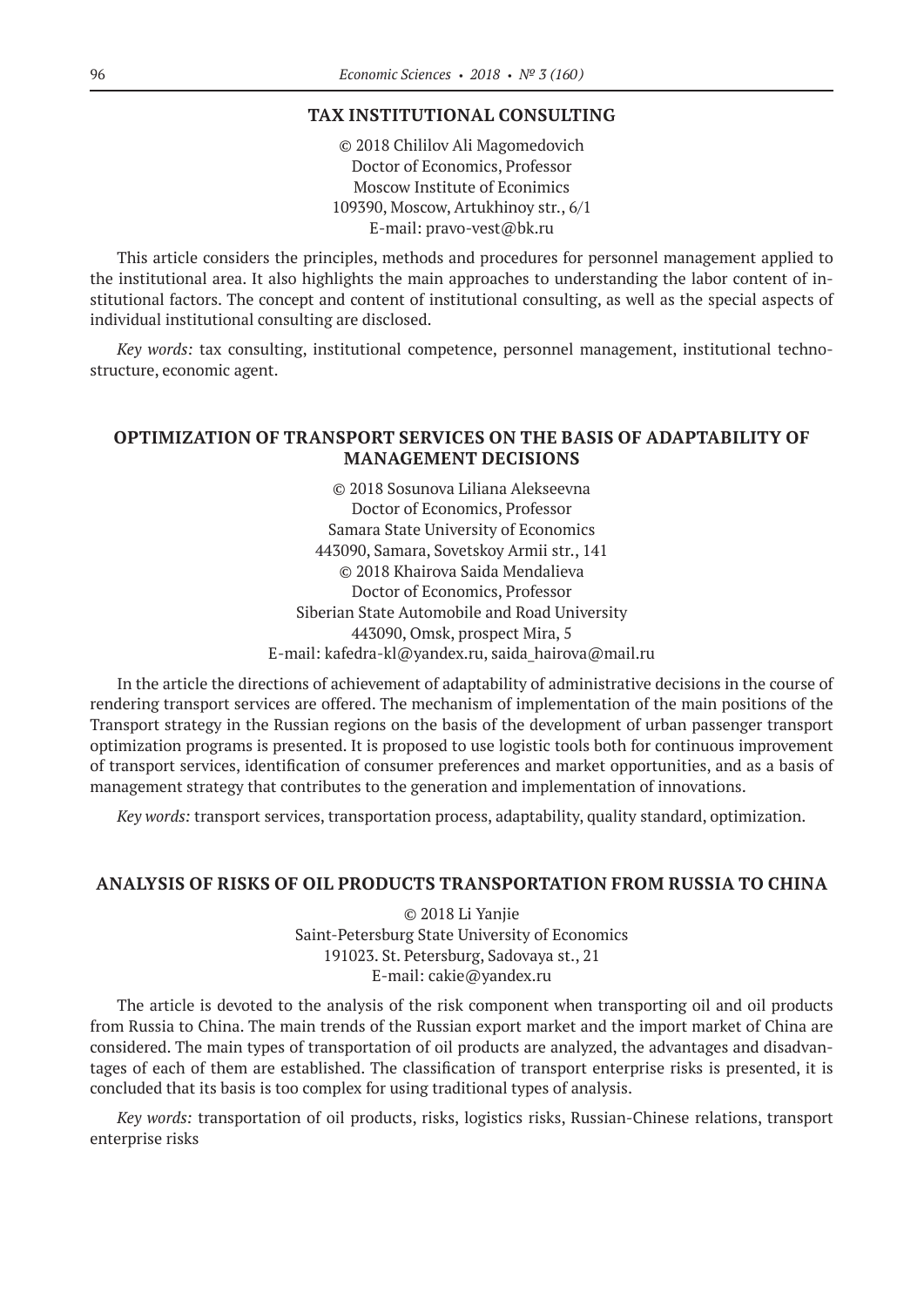## TAX INSTITUTIONAL CONSULTING

© 2018 Chililov Ali Magomedovich
Doctor of Economics, Professor
Moscow Institute of Econimics
109390, Moscow, Artukhinoy str., 6/1
E-mail: pravo-vest@bk.ru

This article considers the principles, methods and procedures for personnel management applied to the institutional area. It also highlights the main approaches to understanding the labor content of institutional factors. The concept and content of institutional consulting, as well as the special aspects of individual institutional consulting are disclosed.

*Key words:* tax consulting, institutional competence, personnel management, institutional technostructure, economic agent.

## OPTIMIZATION OF TRANSPORT SERVICES ON THE BASIS OF ADAPTABILITY OF MANAGEMENT DECISIONS

© 2018 Sosunova Liliana Alekseevna
Doctor of Economics, Professor
Samara State University of Economics
443090, Samara, Sovetskoy Armii str., 141
© 2018 Khairova Saida Mendalieva
Doctor of Economics, Professor
Siberian State Automobile and Road University
443090, Omsk, prospect Mira, 5
E-mail: kafedra-kl@yandex.ru, saida_hairova@mail.ru

In the article the directions of achievement of adaptability of administrative decisions in the course of rendering transport services are offered. The mechanism of implementation of the main positions of the Transport strategy in the Russian regions on the basis of the development of urban passenger transport optimization programs is presented. It is proposed to use logistic tools both for continuous improvement of transport services, identification of consumer preferences and market opportunities, and as a basis of management strategy that contributes to the generation and implementation of innovations.

*Key words:* transport services, transportation process, adaptability, quality standard, optimization.

## ANALYSIS OF RISKS OF OIL PRODUCTS TRANSPORTATION FROM RUSSIA TO CHINA

© 2018 Li Yanjie
Saint-Petersburg State University of Economics
191023. St. Petersburg, Sadovaya st., 21
E-mail: cakie@yandex.ru

The article is devoted to the analysis of the risk component when transporting oil and oil products from Russia to China. The main trends of the Russian export market and the import market of China are considered. The main types of transportation of oil products are analyzed, the advantages and disadvantages of each of them are established. The classification of transport enterprise risks is presented, it is concluded that its basis is too complex for using traditional types of analysis.

*Key words:* transportation of oil products, risks, logistics risks, Russian-Chinese relations, transport enterprise risks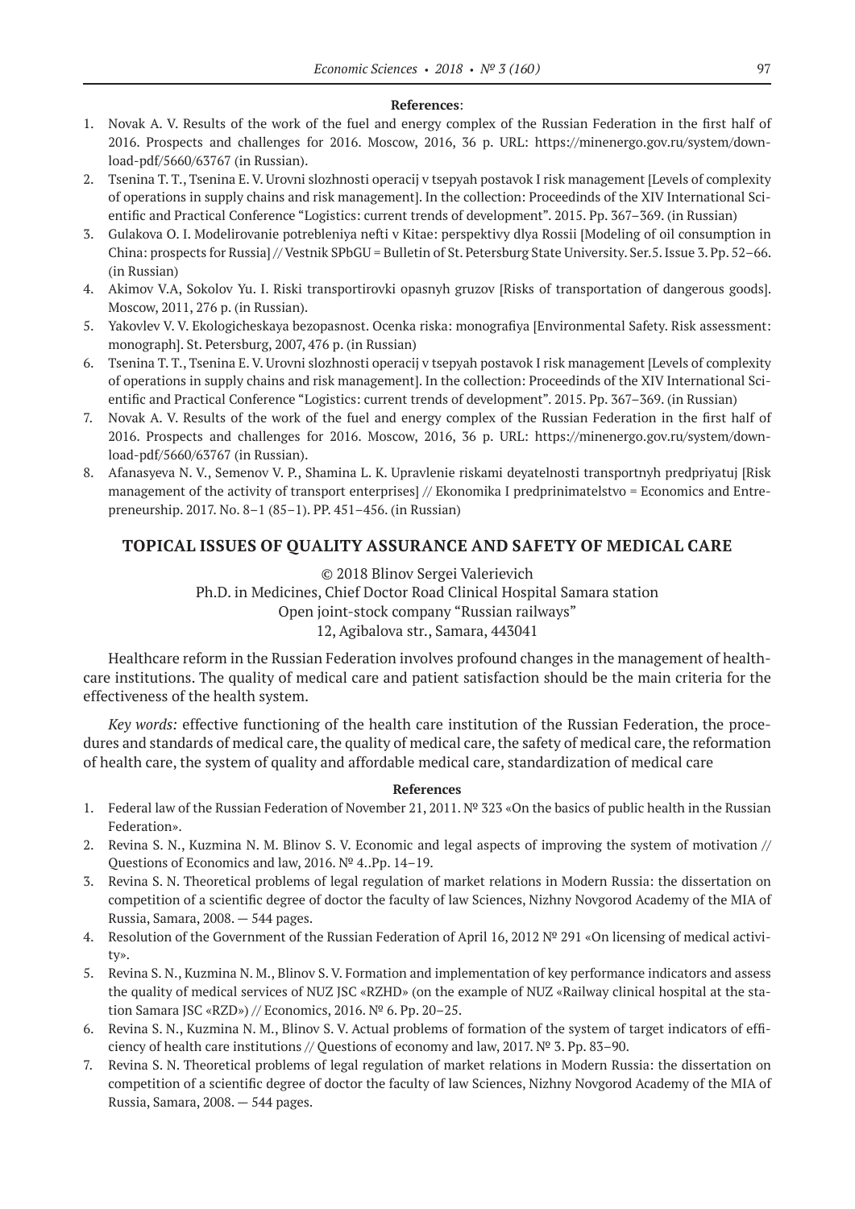**References**:

1. Novak A. V. Results of the work of the fuel and energy complex of the Russian Federation in the first half of 2016. Prospects and challenges for 2016. Moscow, 2016, 36 p. URL: https://minenergo.gov.ru/system/download-pdf/5660/63767 (in Russian).
2. Tsenina T. T., Tsenina E. V. Urovni slozhnosti operacij v tsepyah postavok I risk management [Levels of complexity of operations in supply chains and risk management]. In the collection: Proceedinds of the XIV International Scientific and Practical Conference "Logistics: current trends of development". 2015. Pp. 367–369. (in Russian)
3. Gulakova O. I. Modelirovanie potrebleniya nefti v Kitae: perspektivy dlya Rossii [Modeling of oil consumption in China: prospects for Russia] // Vestnik SPbGU = Bulletin of St. Petersburg State University. Ser.5. Issue 3. Pp. 52–66. (in Russian)
4. Akimov V.A, Sokolov Yu. I. Riski transportirovki opasnyh gruzov [Risks of transportation of dangerous goods]. Moscow, 2011, 276 p. (in Russian).
5. Yakovlev V. V. Ekologicheskaya bezopasnost. Ocenka riska: monografiya [Environmental Safety. Risk assessment: monograph]. St. Petersburg, 2007, 476 p. (in Russian)
6. Tsenina T. T., Tsenina E. V. Urovni slozhnosti operacij v tsepyah postavok I risk management [Levels of complexity of operations in supply chains and risk management]. In the collection: Proceedinds of the XIV International Scientific and Practical Conference "Logistics: current trends of development". 2015. Pp. 367–369. (in Russian)
7. Novak A. V. Results of the work of the fuel and energy complex of the Russian Federation in the first half of 2016. Prospects and challenges for 2016. Moscow, 2016, 36 p. URL: https://minenergo.gov.ru/system/download-pdf/5660/63767 (in Russian).
8. Afanasyeva N. V., Semenov V. P., Shamina L. K. Upravlenie riskami deyatelnosti transportnyh predpriyatuj [Risk management of the activity of transport enterprises] // Ekonomika I predprinimatelstvo = Economics and Entrepreneurship. 2017. No. 8–1 (85–1). PP. 451–456. (in Russian)

## TOPICAL ISSUES OF QUALITY ASSURANCE AND SAFETY OF MEDICAL CARE

© 2018 Blinov Sergei Valerievich
Ph.D. in Medicines, Chief Doctor Road Clinical Hospital Samara station
Open joint-stock company "Russian railways"
12, Agibalova str., Samara, 443041

Healthcare reform in the Russian Federation involves profound changes in the management of healthcare institutions. The quality of medical care and patient satisfaction should be the main criteria for the effectiveness of the health system.

*Key words:* effective functioning of the health care institution of the Russian Federation, the procedures and standards of medical care, the quality of medical care, the safety of medical care, the reformation of health care, the system of quality and affordable medical care, standardization of medical care

**References**

1. Federal law of the Russian Federation of November 21, 2011. № 323 «On the basics of public health in the Russian Federation».
2. Revina S. N., Kuzmina N. M. Blinov S. V. Economic and legal aspects of improving the system of motivation // Questions of Economics and law, 2016. № 4..Pp. 14–19.
3. Revina S. N. Theoretical problems of legal regulation of market relations in Modern Russia: the dissertation on competition of a scientific degree of doctor the faculty of law Sciences, Nizhny Novgorod Academy of the MIA of Russia, Samara, 2008. — 544 pages.
4. Resolution of the Government of the Russian Federation of April 16, 2012 № 291 «On licensing of medical activity».
5. Revina S. N., Kuzmina N. M., Blinov S. V. Formation and implementation of key performance indicators and assess the quality of medical services of NUZ JSC «RZHD» (on the example of NUZ «Railway clinical hospital at the station Samara JSC «RZD») // Economics, 2016. № 6. Pp. 20–25.
6. Revina S. N., Kuzmina N. M., Blinov S. V. Actual problems of formation of the system of target indicators of efficiency of health care institutions // Questions of economy and law, 2017. № 3. Pp. 83–90.
7. Revina S. N. Theoretical problems of legal regulation of market relations in Modern Russia: the dissertation on competition of a scientific degree of doctor the faculty of law Sciences, Nizhny Novgorod Academy of the MIA of Russia, Samara, 2008. — 544 pages.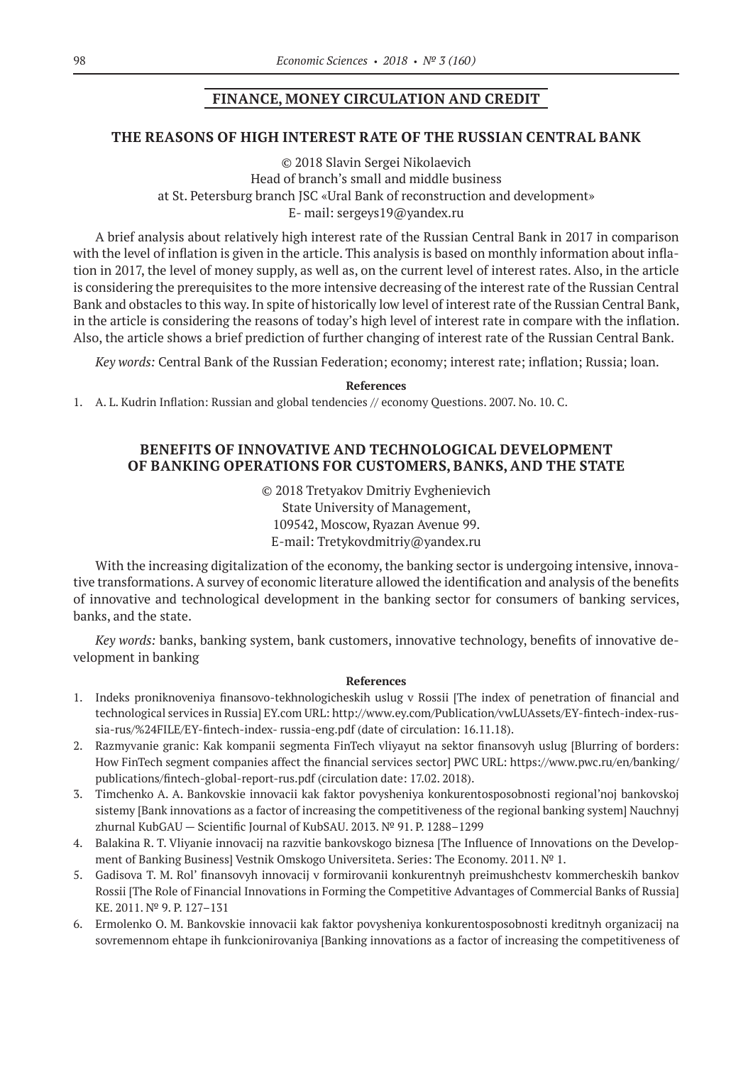## FINANCE, MONEY CIRCULATION AND CREDIT

### THE REASONS OF HIGH INTEREST RATE OF THE RUSSIAN CENTRAL BANK

© 2018 Slavin Sergei Nikolaevich
Head of branch's small and middle business
at St. Petersburg branch JSC «Ural Bank of reconstruction and development»
E- mail: sergeys19@yandex.ru

A brief analysis about relatively high interest rate of the Russian Central Bank in 2017 in comparison with the level of inflation is given in the article. This analysis is based on monthly information about inflation in 2017, the level of money supply, as well as, on the current level of interest rates. Also, in the article is considering the prerequisites to the more intensive decreasing of the interest rate of the Russian Central Bank and obstacles to this way. In spite of historically low level of interest rate of the Russian Central Bank, in the article is considering the reasons of today's high level of interest rate in compare with the inflation. Also, the article shows a brief prediction of further changing of interest rate of the Russian Central Bank.

*Key words:* Central Bank of the Russian Federation; economy; interest rate; inflation; Russia; loan.

**References**

1. A. L. Kudrin Inflation: Russian and global tendencies // economy Questions. 2007. No. 10. C.

### BENEFITS OF INNOVATIVE AND TECHNOLOGICAL DEVELOPMENT OF BANKING OPERATIONS FOR CUSTOMERS, BANKS, AND THE STATE

© 2018 Tretyakov Dmitriy Evghenievich
State University of Management,
109542, Moscow, Ryazan Avenue 99.
E-mail: Tretykovdmitriy@yandex.ru

With the increasing digitalization of the economy, the banking sector is undergoing intensive, innovative transformations. A survey of economic literature allowed the identification and analysis of the benefits of innovative and technological development in the banking sector for consumers of banking services, banks, and the state.

*Key words:* banks, banking system, bank customers, innovative technology, benefits of innovative development in banking

**References**

1. Indeks proniknoveniya finansovo-tekhnologicheskih uslug v Rossii [The index of penetration of financial and technological services in Russia] EY.com URL: http://www.ey.com/Publication/vwLUAssets/EY-fintech-index-russia-rus/%24FILE/EY-fintech-index- russia-eng.pdf (date of circulation: 16.11.18).
2. Razmyvanie granic: Kak kompanii segmenta FinTech vliyayut na sektor finansovyh uslug [Blurring of borders: How FinTech segment companies affect the financial services sector] PWC URL: https://www.pwc.ru/en/banking/publications/fintech-global-report-rus.pdf (circulation date: 17.02. 2018).
3. Timchenko A. A. Bankovskie innovacii kak faktor povysheniya konkurentosposobnosti regional'noj bankovskoj sistemy [Bank innovations as a factor of increasing the competitiveness of the regional banking system] Nauchnyj zhurnal KubGAU — Scientific Journal of KubSAU. 2013. № 91. P. 1288–1299
4. Balakina R. T. Vliyanie innovacij na razvitie bankovskogo biznesa [The Influence of Innovations on the Development of Banking Business] Vestnik Omskogo Universiteta. Series: The Economy. 2011. № 1.
5. Gadisova T. M. Rol' finansovyh innovacij v formirovanii konkurentnyh preimushchestv kommercheskih bankov Rossii [The Role of Financial Innovations in Forming the Competitive Advantages of Commercial Banks of Russia] KE. 2011. № 9. P. 127–131
6. Ermolenko O. M. Bankovskie innovacii kak faktor povysheniya konkurentosposobnosti kreditnyh organizacij na sovremennom ehtape ih funkcionirovaniya [Banking innovations as a factor of increasing the competitiveness of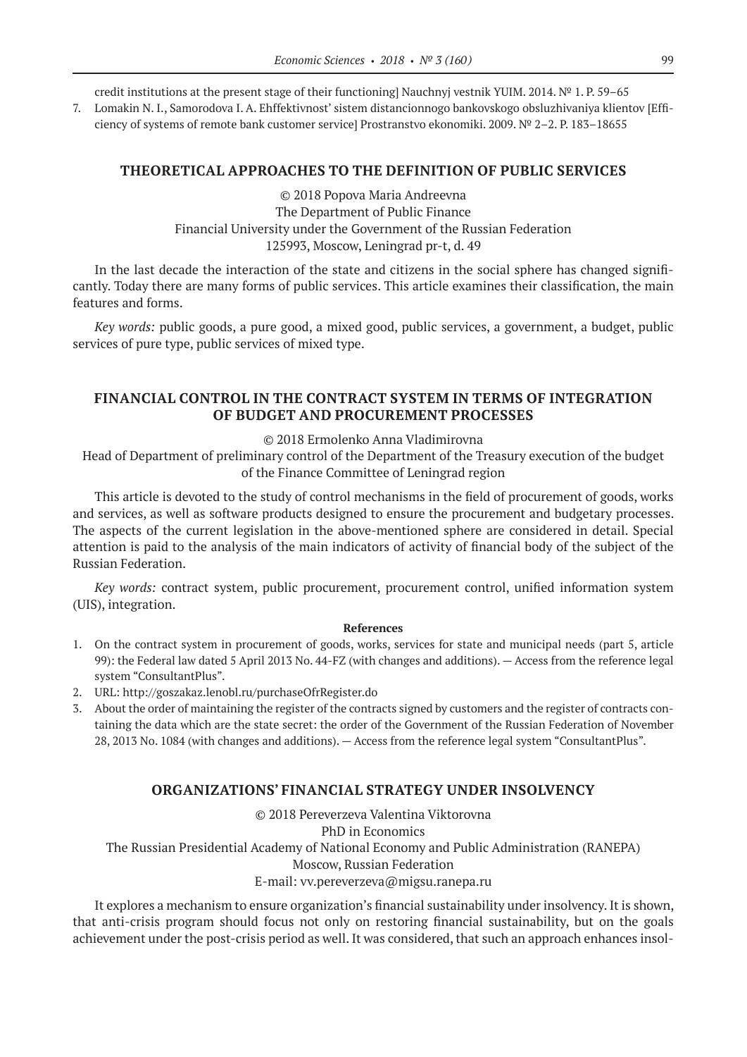credit institutions at the present stage of their functioning] Nauchnyj vestnik YUIM. 2014. № 1. P. 59–65

7. Lomakin N. I., Samorodova I. A. Ehffektivnost' sistem distancionnogo bankovskogo obsluzhivaniya klientov [Efficiency of systems of remote bank customer service] Prostranstvo ekonomiki. 2009. № 2–2. P. 183–18655

## THEORETICAL APPROACHES TO THE DEFINITION OF PUBLIC SERVICES

© 2018 Popova Maria Andreevna
The Department of Public Finance
Financial University under the Government of the Russian Federation
125993, Moscow, Leningrad pr-t, d. 49

In the last decade the interaction of the state and citizens in the social sphere has changed significantly. Today there are many forms of public services. This article examines their classification, the main features and forms.

*Key words:* public goods, a pure good, a mixed good, public services, a government, a budget, public services of pure type, public services of mixed type.

## FINANCIAL CONTROL IN THE CONTRACT SYSTEM IN TERMS OF INTEGRATION OF BUDGET AND PROCUREMENT PROCESSES

© 2018 Ermolenko Anna Vladimirovna
Head of Department of preliminary control of the Department of the Treasury execution of the budget of the Finance Committee of Leningrad region

This article is devoted to the study of control mechanisms in the field of procurement of goods, works and services, as well as software products designed to ensure the procurement and budgetary processes. The aspects of the current legislation in the above-mentioned sphere are considered in detail. Special attention is paid to the analysis of the main indicators of activity of financial body of the subject of the Russian Federation.

*Key words:* contract system, public procurement, procurement control, unified information system (UIS), integration.

**References**

1. On the contract system in procurement of goods, works, services for state and municipal needs (part 5, article 99): the Federal law dated 5 April 2013 No. 44-FZ (with changes and additions). — Access from the reference legal system "ConsultantPlus".
2. URL: http://goszakaz.lenobl.ru/purchaseOfrRegister.do
3. About the order of maintaining the register of the contracts signed by customers and the register of contracts containing the data which are the state secret: the order of the Government of the Russian Federation of November 28, 2013 No. 1084 (with changes and additions). — Access from the reference legal system "ConsultantPlus".

## ORGANIZATIONS' FINANCIAL STRATEGY UNDER INSOLVENCY

© 2018 Pereverzeva Valentina Viktorovna
PhD in Economics
The Russian Presidential Academy of National Economy and Public Administration (RANEPA)
Moscow, Russian Federation
E-mail: vv.pereverzeva@migsu.ranepa.ru

It explores a mechanism to ensure organization's financial sustainability under insolvency. It is shown, that anti-crisis program should focus not only on restoring financial sustainability, but on the goals achievement under the post-crisis period as well. It was considered, that such an approach enhances insol-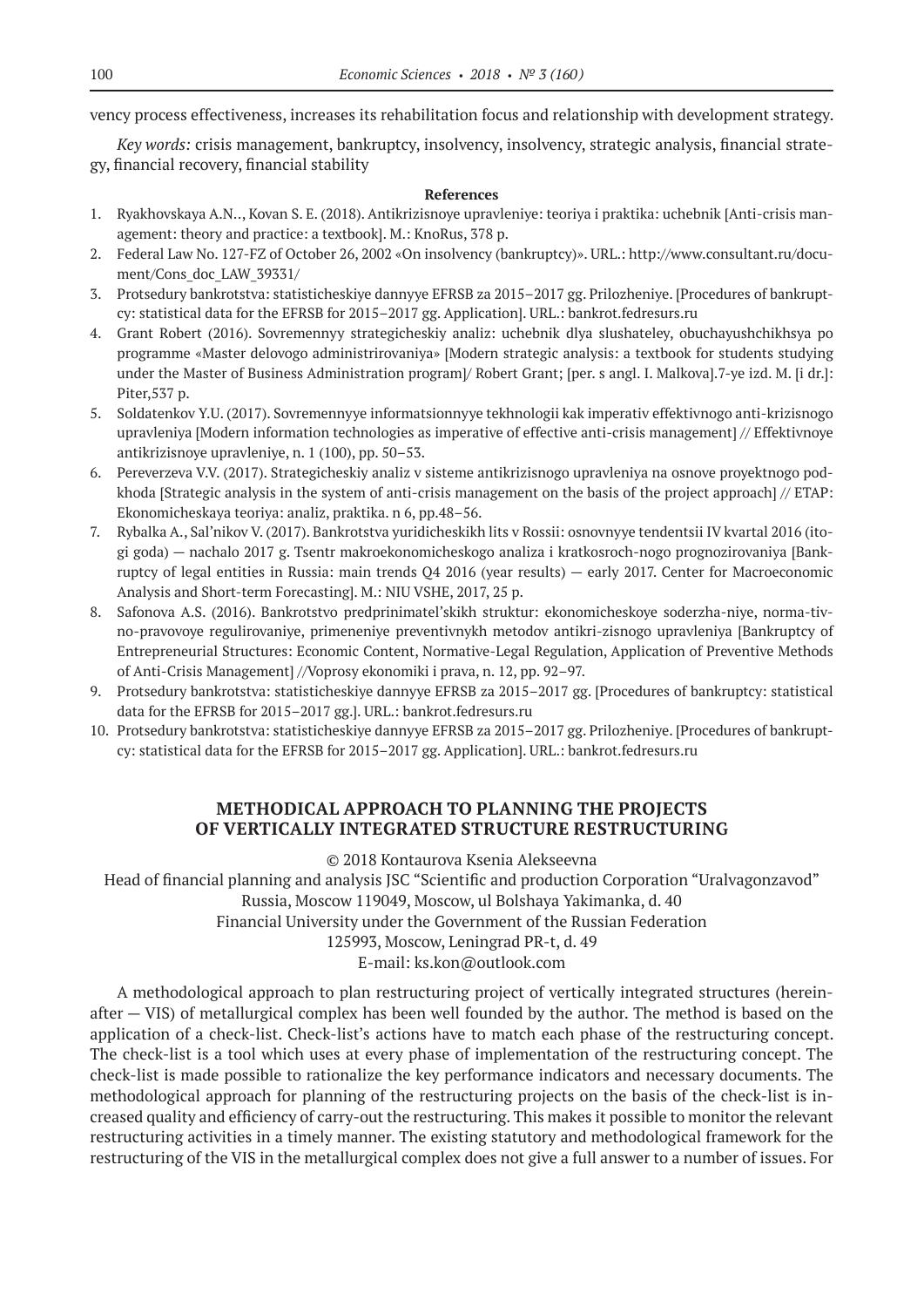vency process effectiveness, increases its rehabilitation focus and relationship with development strategy.

*Key words:* crisis management, bankruptcy, insolvency, insolvency, strategic analysis, financial strategy, financial recovery, financial stability

**References**

1. Ryakhovskaya A.N.., Kovan S. E. (2018). Antikrizisnoye upravleniye: teoriya i praktika: uchebnik [Anti-crisis management: theory and practice: a textbook]. M.: KnoRus, 378 p.
2. Federal Law No. 127-FZ of October 26, 2002 «On insolvency (bankruptcy)». URL.: http://www.consultant.ru/document/Cons_doc_LAW_39331/
3. Protsedury bankrotstva: statisticheskiye dannyye EFRSB za 2015–2017 gg. Prilozheniye. [Procedures of bankruptcy: statistical data for the EFRSB for 2015–2017 gg. Application]. URL.: bankrot.fedresurs.ru
4. Grant Robert (2016). Sovremennyy strategicheskiy analiz: uchebnik dlya slushateley, obuchayushchikhsya po programme «Master delovogo administrirovaniya» [Modern strategic analysis: a textbook for students studying under the Master of Business Administration program]/ Robert Grant; [per. s angl. I. Malkova].7-ye izd. M. [i dr.]: Piter,537 p.
5. Soldatenkov Y.U. (2017). Sovremennyye informatsionnyye tekhnologii kak imperativ effektivnogo anti-krizisnogo upravleniya [Modern information technologies as imperative of effective anti-crisis management] // Effektivnoye antikrizisnoye upravleniye, n. 1 (100), pp. 50–53.
6. Pereverzeva V.V. (2017). Strategicheskiy analiz v sisteme antikrizisnogo upravleniya na osnove proyektnogo podkhoda [Strategic analysis in the system of anti-crisis management on the basis of the project approach] // ETAP: Ekonomicheskaya teoriya: analiz, praktika. n 6, pp.48–56.
7. Rybalka A., Sal'nikov V. (2017). Bankrotstva yuridicheskikh lits v Rossii: osnovnyye tendentsii IV kvartal 2016 (itogi goda) — nachalo 2017 g. Tsentr makroekonomicheskogo analiza i kratkosroch-nogo prognozirovaniya [Bankruptcy of legal entities in Russia: main trends Q4 2016 (year results) — early 2017. Center for Macroeconomic Analysis and Short-term Forecasting]. M.: NIU VSHE, 2017, 25 p.
8. Safonova A.S. (2016). Bankrotstvo predprinimatel'skikh struktur: ekonomicheskoye soderzha-niye, norma-tivno-pravovoye regulirovaniye, primeneniye preventivnykh metodov antikri-zisnogo upravleniya [Bankruptcy of Entrepreneurial Structures: Economic Content, Normative-Legal Regulation, Application of Preventive Methods of Anti-Crisis Management] //Voprosy ekonomiki i prava, n. 12, pp. 92–97.
9. Protsedury bankrotstva: statisticheskiye dannyye EFRSB za 2015–2017 gg. [Procedures of bankruptcy: statistical data for the EFRSB for 2015–2017 gg.]. URL.: bankrot.fedresurs.ru
10. Protsedury bankrotstva: statisticheskiye dannyye EFRSB za 2015–2017 gg. Prilozheniye. [Procedures of bankruptcy: statistical data for the EFRSB for 2015–2017 gg. Application]. URL.: bankrot.fedresurs.ru

## METHODICAL APPROACH TO PLANNING THE PROJECTS OF VERTICALLY INTEGRATED STRUCTURE RESTRUCTURING

© 2018 Kontaurova Ksenia Alekseevna

Head of financial planning and analysis JSC "Scientific and production Corporation "Uralvagonzavod"
Russia, Moscow 119049, Moscow, ul Bolshaya Yakimanka, d. 40
Financial University under the Government of the Russian Federation
125993, Moscow, Leningrad PR-t, d. 49
E-mail: ks.kon@outlook.com

A methodological approach to plan restructuring project of vertically integrated structures (hereinafter — VIS) of metallurgical complex has been well founded by the author. The method is based on the application of a check-list. Check-list's actions have to match each phase of the restructuring concept. The check-list is a tool which uses at every phase of implementation of the restructuring concept. The check-list is made possible to rationalize the key performance indicators and necessary documents. The methodological approach for planning of the restructuring projects on the basis of the check-list is increased quality and efficiency of carry-out the restructuring. This makes it possible to monitor the relevant restructuring activities in a timely manner. The existing statutory and methodological framework for the restructuring of the VIS in the metallurgical complex does not give a full answer to a number of issues. For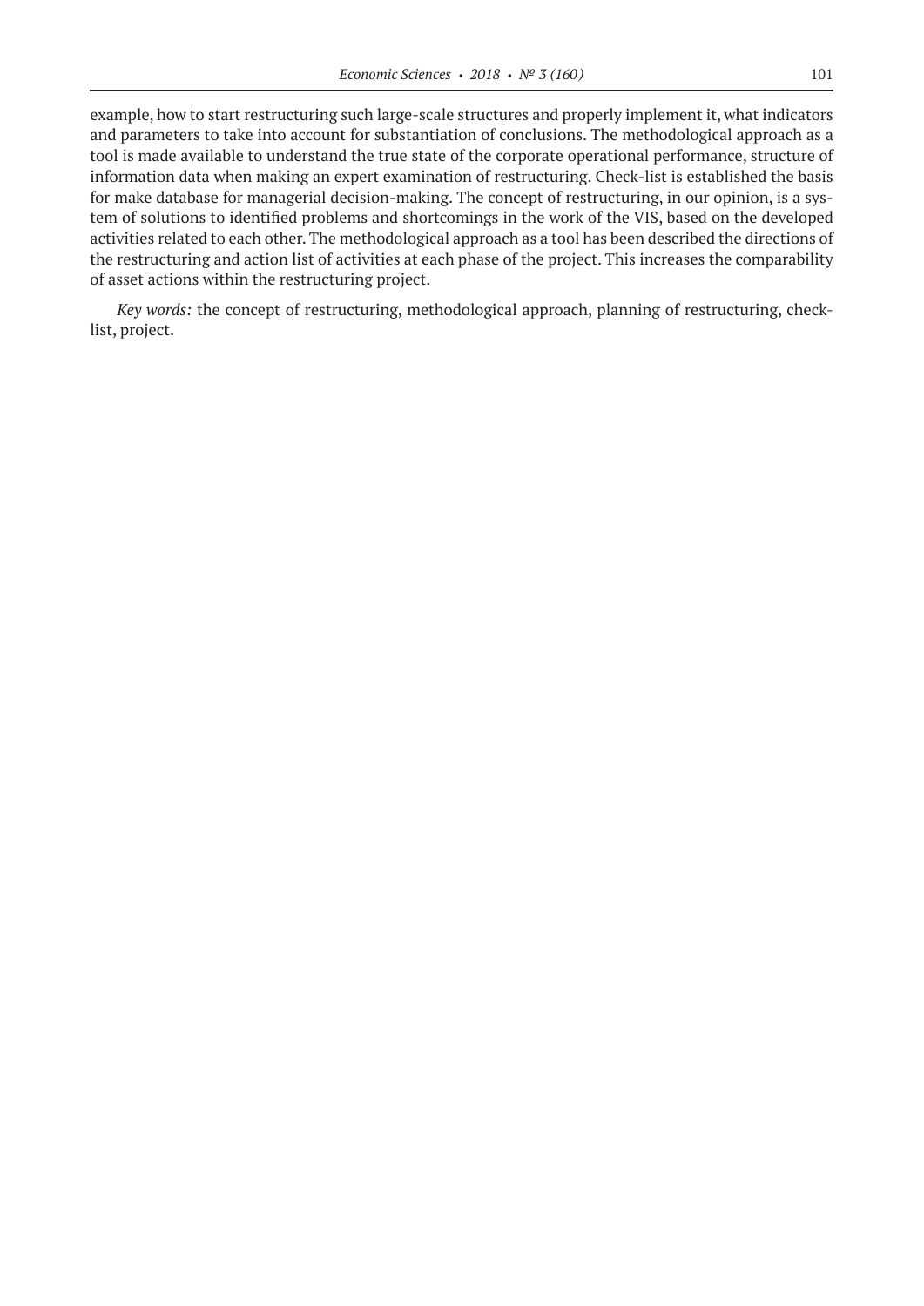example, how to start restructuring such large-scale structures and properly implement it, what indicators and parameters to take into account for substantiation of conclusions. The methodological approach as a tool is made available to understand the true state of the corporate operational performance, structure of information data when making an expert examination of restructuring. Check-list is established the basis for make database for managerial decision-making. The concept of restructuring, in our opinion, is a system of solutions to identified problems and shortcomings in the work of the VIS, based on the developed activities related to each other. The methodological approach as a tool has been described the directions of the restructuring and action list of activities at each phase of the project. This increases the comparability of asset actions within the restructuring project.

*Key words:* the concept of restructuring, methodological approach, planning of restructuring, check-list, project.